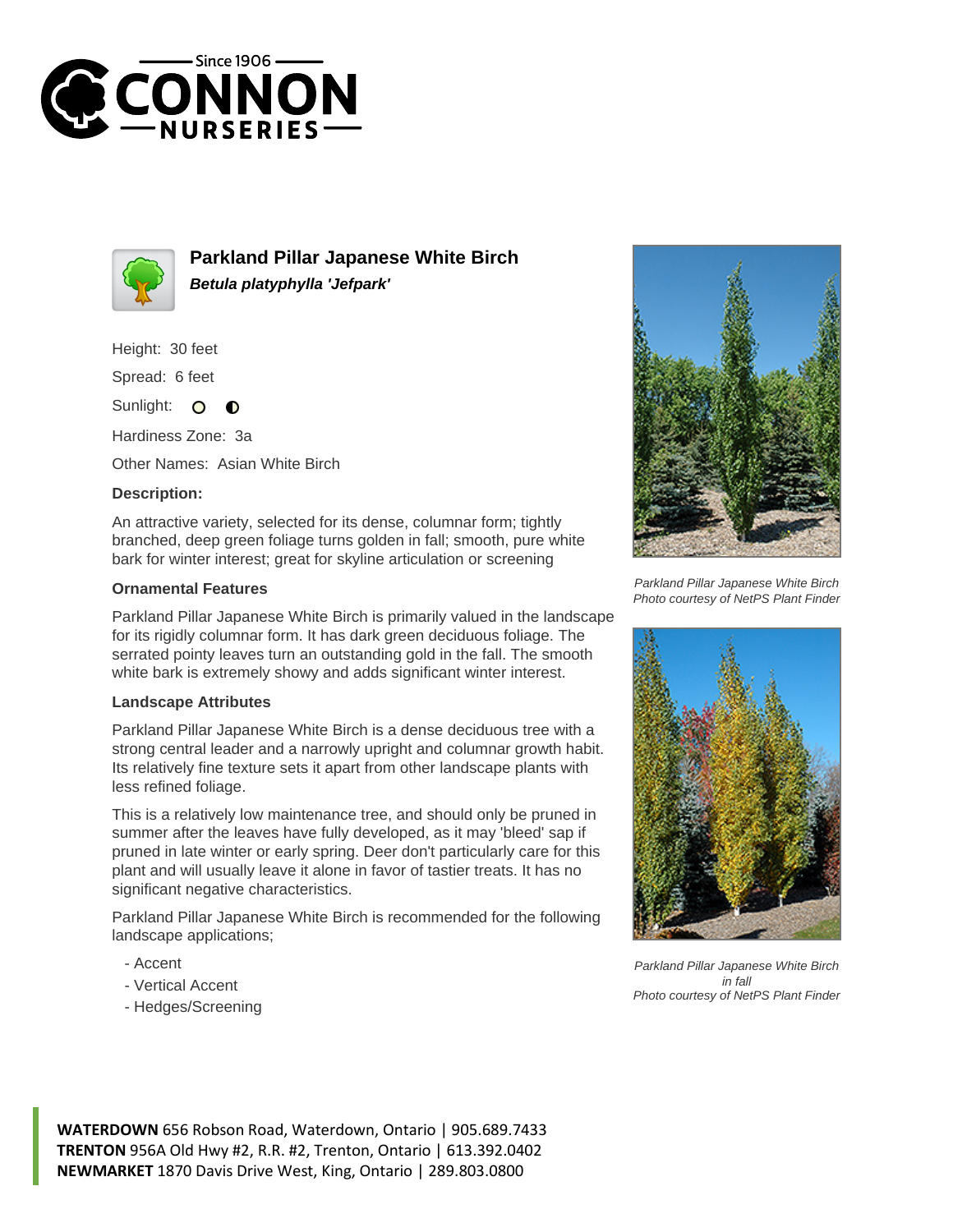Since 1906

CONNON NURSERIES

# Parkland Pillar Japanese White Birch

***Betula platyphylla 'Jefpark'***

Height: 30 feet

Spread: 6 feet

Sunlight:

Hardiness Zone: 3a

Other Names: Asian White Birch

**Description:**

An attractive variety, selected for its dense, columnar form; tightly branched, deep green foliage turns golden in fall; smooth, pure white bark for winter interest; great for skyline articulation or screening

### Ornamental Features

Parkland Pillar Japanese White Birch is primarily valued in the landscape for its rigidly columnar form. It has dark green deciduous foliage. The serrated pointy leaves turn an outstanding gold in the fall. The smooth white bark is extremely showy and adds significant winter interest.

### Landscape Attributes

Parkland Pillar Japanese White Birch is a dense deciduous tree with a strong central leader and a narrowly upright and columnar growth habit. Its relatively fine texture sets it apart from other landscape plants with less refined foliage.

This is a relatively low maintenance tree, and should only be pruned in summer after the leaves have fully developed, as it may 'bleed' sap if pruned in late winter or early spring. Deer don't particularly care for this plant and will usually leave it alone in favor of tastier treats. It has no significant negative characteristics.

Parkland Pillar Japanese White Birch is recommended for the following landscape applications;

- Accent
- Vertical Accent
- Hedges/Screening

*Parkland Pillar Japanese White Birch*
*Photo courtesy of NetPS Plant Finder*

*Parkland Pillar Japanese White Birch in fall*
*Photo courtesy of NetPS Plant Finder*

**WATERDOWN** 656 Robson Road, Waterdown, Ontario | 905.689.7433
**TRENTON** 956A Old Hwy #2, R.R. #2, Trenton, Ontario | 613.392.0402
**NEWMARKET** 1870 Davis Drive West, King, Ontario | 289.803.0800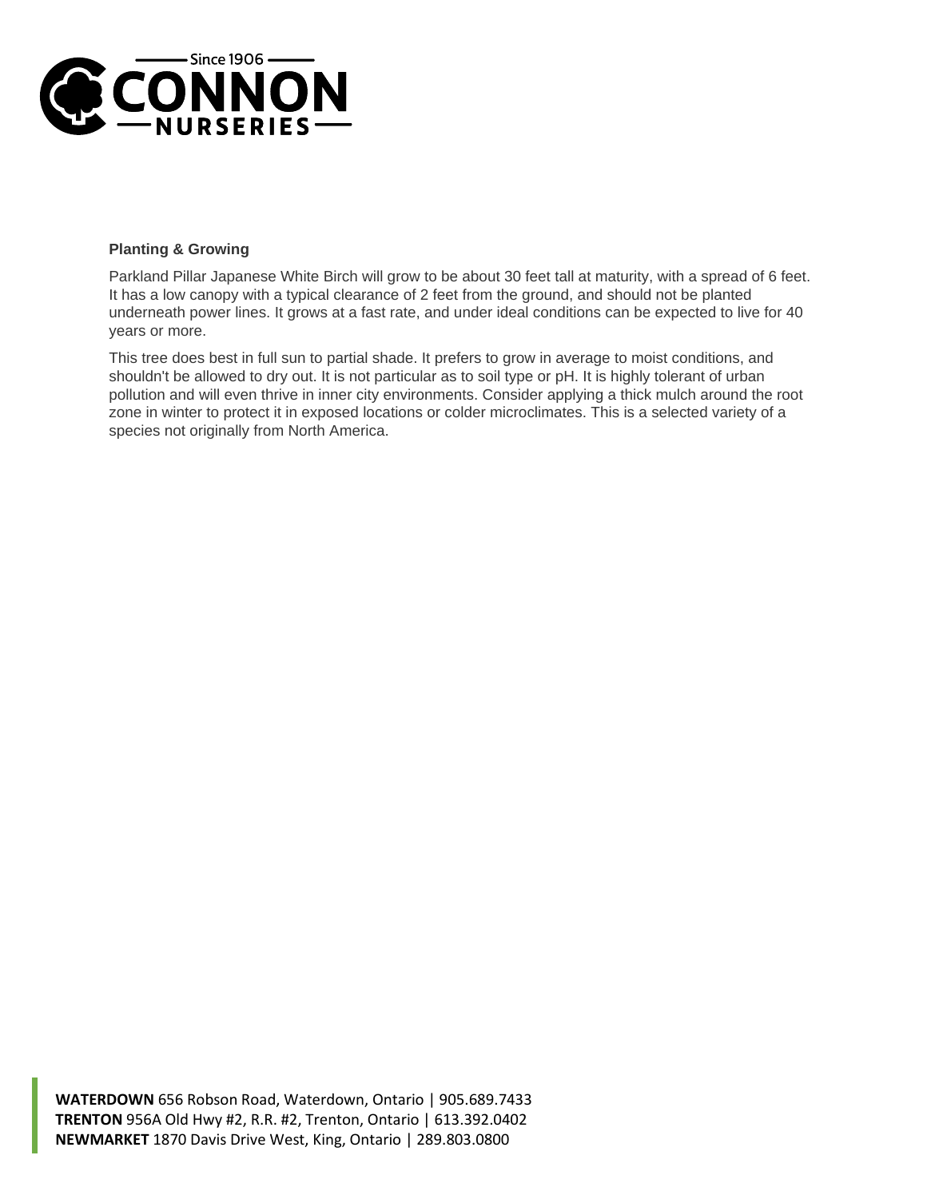### Planting & Growing

Parkland Pillar Japanese White Birch will grow to be about 30 feet tall at maturity, with a spread of 6 feet. It has a low canopy with a typical clearance of 2 feet from the ground, and should not be planted underneath power lines. It grows at a fast rate, and under ideal conditions can be expected to live for 40 years or more.

This tree does best in full sun to partial shade. It prefers to grow in average to moist conditions, and shouldn't be allowed to dry out. It is not particular as to soil type or pH. It is highly tolerant of urban pollution and will even thrive in inner city environments. Consider applying a thick mulch around the root zone in winter to protect it in exposed locations or colder microclimates. This is a selected variety of a species not originally from North America.